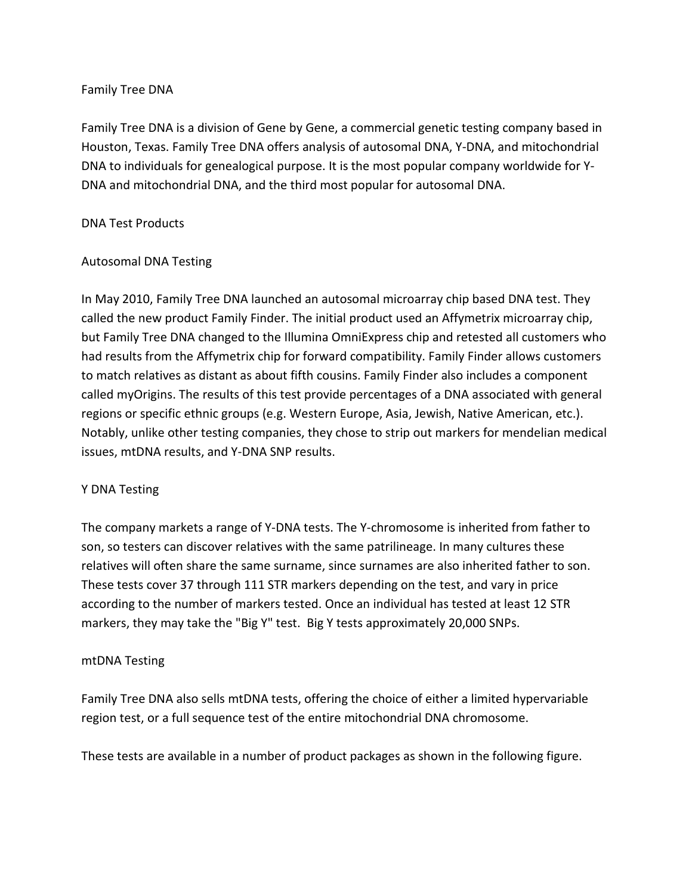# Family Tree DNA

Family Tree DNA is a division of Gene by Gene, a commercial genetic testing company based in Houston, Texas. Family Tree DNA offers analysis of autosomal DNA, Y-DNA, and mitochondrial DNA to individuals for genealogical purpose. It is the most popular company worldwide for Y-DNA and mitochondrial DNA, and the third most popular for autosomal DNA.

## DNA Test Products

### Autosomal DNA Testing

In May 2010, Family Tree DNA launched an autosomal microarray chip based DNA test. They called the new product Family Finder. The initial product used an Affymetrix microarray chip, but Family Tree DNA changed to the Illumina OmniExpress chip and retested all customers who had results from the Affymetrix chip for forward compatibility. Family Finder allows customers to match relatives as distant as about fifth cousins. Family Finder also includes a component called myOrigins. The results of this test provide percentages of a DNA associated with general regions or specific ethnic groups (e.g. Western Europe, Asia, Jewish, Native American, etc.). Notably, unlike other testing companies, they chose to strip out markers for mendelian medical issues, mtDNA results, and Y-DNA SNP results.

### Y DNA Testing

The company markets a range of Y-DNA tests. The Y-chromosome is inherited from father to son, so testers can discover relatives with the same patrilineage. In many cultures these relatives will often share the same surname, since surnames are also inherited father to son. These tests cover 37 through 111 STR markers depending on the test, and vary in price according to the number of markers tested. Once an individual has tested at least 12 STR markers, they may take the "Big Y" test. Big Y tests approximately 20,000 SNPs.

### mtDNA Testing

Family Tree DNA also sells mtDNA tests, offering the choice of either a limited hypervariable region test, or a full sequence test of the entire mitochondrial DNA chromosome.

These tests are available in a number of product packages as shown in the following figure.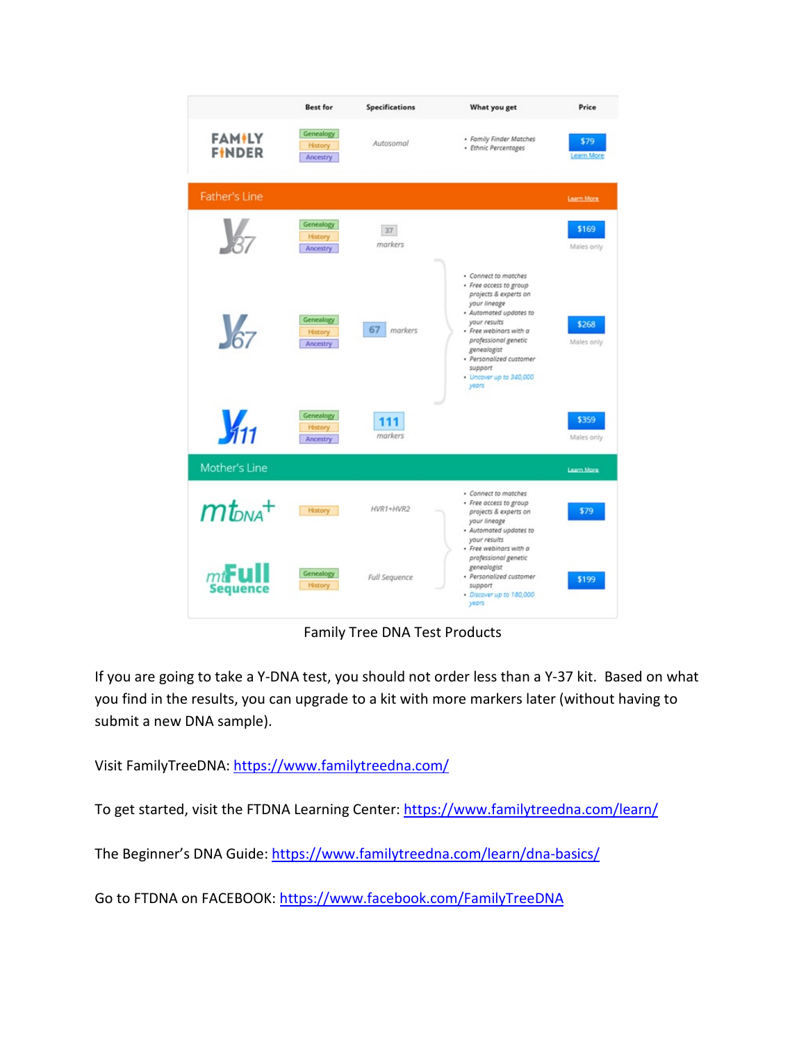| | Best for | Specifications | What you get | Price |
|---|---|---|---|---|
| FAMILY FINDER | Genealogy, History, Ancestry | Autosomal | • Family Finder Matches<br>• Ethnic Percentages | $79<br>Learn More |
| **Father's Line** | | | | Learn More |
| Y37 | Genealogy, History, Ancestry | 37 markers | • Connect to matches<br>• Free access to group projects & experts on your lineage<br>• Automated updates to your results<br>• Free webinars with a professional genetic genealogist<br>• Personalized customer support<br>• Uncover up to 340,000 years | $169<br>Males only |
| Y67 | Genealogy, History, Ancestry | 67 markers | | $268<br>Males only |
| Y111 | Genealogy, History, Ancestry | 111 markers | | $359<br>Males only |
| **Mother's Line** | | | | Learn More |
| mtDNA+ | History | HVR1+HVR2 | • Connect to matches<br>• Free access to group projects & experts on your lineage<br>• Automated updates to your results<br>• Free webinars with a professional genetic genealogist<br>• Personalized customer support<br>• Discover up to 180,000 years | $79 |
| mtFull Sequence | Genealogy, History | Full Sequence | | $199 |

Family Tree DNA Test Products

If you are going to take a Y-DNA test, you should not order less than a Y-37 kit. Based on what you find in the results, you can upgrade to a kit with more markers later (without having to submit a new DNA sample).

Visit FamilyTreeDNA: https://www.familytreedna.com/

To get started, visit the FTDNA Learning Center: https://www.familytreedna.com/learn/

The Beginner's DNA Guide: https://www.familytreedna.com/learn/dna-basics/

Go to FTDNA on FACEBOOK: https://www.facebook.com/FamilyTreeDNA